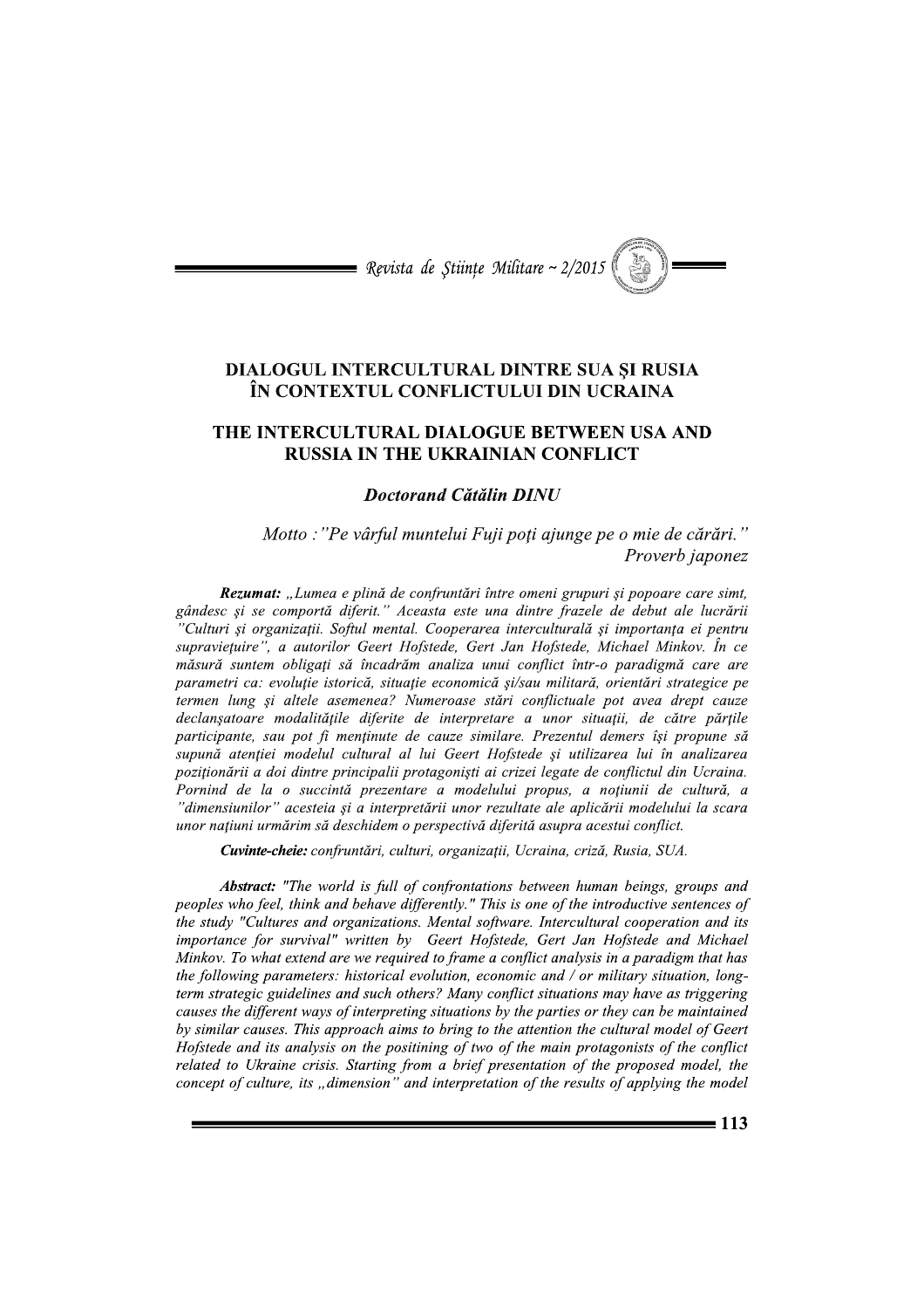# DIALOGUL INTERCULTURAL DINTRE SUA ŞI RUSIA ÎN CONTEXTUL CONFLICTULUI DIN UCRAINA

# THE INTERCULTURAL DIALOGUE BETWEEN USA AND RUSSIA IN THE UKRAINIAN CONFLICT

***Doctorand Cătălin DINU***

*Motto :"Pe vârful muntelui Fuji poţi ajunge pe o mie de cărări."*
*Proverb japonez*

***Rezumat:*** *„Lumea e plină de confruntări între omeni grupuri şi popoare care simt, gândesc şi se comportă diferit." Aceasta este una dintre frazele de debut ale lucrării "Culturi şi organizaţii. Softul mental. Cooperarea interculturală şi importanţa ei pentru supravieţuire", a autorilor Geert Hofstede, Gert Jan Hofstede, Michael Minkov. În ce măsură suntem obligaţi să încadrăm analiza unui conflict într-o paradigmă care are parametri ca: evoluţie istorică, situaţie economică şi/sau militară, orientări strategice pe termen lung şi altele asemenea? Numeroase stări conflictuale pot avea drept cauze declanşatoare modalităţile diferite de interpretare a unor situaţii, de către părţile participante, sau pot fi menţinute de cauze similare. Prezentul demers îşi propune să supună atenţiei modelul cultural al lui Geert Hofstede şi utilizarea lui în analizarea poziţionării a doi dintre principalii protagonişti ai crizei legate de conflictul din Ucraina. Pornind de la o succintă prezentare a modelului propus, a noţiunii de cultură, a "dimensiunilor" acesteia şi a interpretării unor rezultate ale aplicării modelului la scara unor naţiuni urmărim să deschidem o perspectivă diferită asupra acestui conflict.*

***Cuvinte-cheie:*** *confruntări, culturi, organizaţii, Ucraina, criză, Rusia, SUA.*

***Abstract:*** *"The world is full of confrontations between human beings, groups and peoples who feel, think and behave differently." This is one of the introductive sentences of the study "Cultures and organizations. Mental software. Intercultural cooperation and its importance for survival" written by Geert Hofstede, Gert Jan Hofstede and Michael Minkov. To what extend are we required to frame a conflict analysis in a paradigm that has the following parameters: historical evolution, economic and / or military situation, long-term strategic guidelines and such others? Many conflict situations may have as triggering causes the different ways of interpreting situations by the parties or they can be maintained by similar causes. This approach aims to bring to the attention the cultural model of Geert Hofstede and its analysis on the positining of two of the main protagonists of the conflict related to Ukraine crisis. Starting from a brief presentation of the proposed model, the concept of culture, its „dimension" and interpretation of the results of applying the model*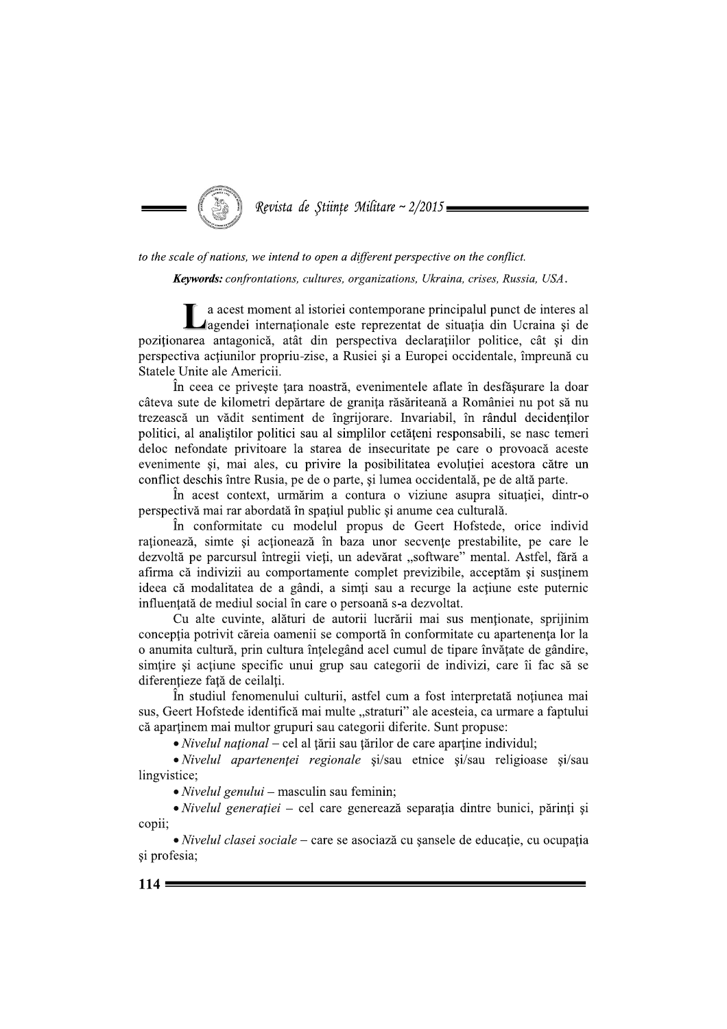*to the scale of nations, we intend to open a different perspective on the conflict.*

***Keywords:*** *confrontations, cultures, organizations, Ukraina, crises, Russia, USA*.

La acest moment al istoriei contemporane principalul punct de interes al agendei internaționale este reprezentat de situația din Ucraina și de poziționarea antagonică, atât din perspectiva declarațiilor politice, cât și din perspectiva acțiunilor propriu-zise, a Rusiei și a Europei occidentale, împreună cu Statele Unite ale Americii.

În ceea ce privește țara noastră, evenimentele aflate în desfășurare la doar câteva sute de kilometri depărtare de granița răsăriteană a României nu pot să nu trezească un vădit sentiment de îngrijorare. Invariabil, în rândul decidenților politici, al analiștilor politici sau al simplilor cetățeni responsabili, se nasc temeri deloc nefondate privitoare la starea de insecuritate pe care o provoacă aceste evenimente și, mai ales, cu privire la posibilitatea evoluției acestora către un conflict deschis între Rusia, pe de o parte, și lumea occidentală, pe de altă parte.

În acest context, urmărim a contura o viziune asupra situației, dintr-o perspectivă mai rar abordată în spațiul public și anume cea culturală.

În conformitate cu modelul propus de Geert Hofstede, orice individ raționează, simte și acționează în baza unor secvențe prestabilite, pe care le dezvoltă pe parcursul întregii vieți, un adevărat „software" mental. Astfel, fără a afirma că indivizii au comportamente complet previzibile, acceptăm și susținem ideea că modalitatea de a gândi, a simți sau a recurge la acțiune este puternic influențată de mediul social în care o persoană s-a dezvoltat.

Cu alte cuvinte, alături de autorii lucrării mai sus menționate, sprijinim concepția potrivit căreia oamenii se comportă în conformitate cu apartenența lor la o anumita cultură, prin cultura înțelegând acel cumul de tipare învățate de gândire, simțire și acțiune specific unui grup sau categorii de indivizi, care îi fac să se diferențieze față de ceilalți.

În studiul fenomenului culturii, astfel cum a fost interpretată noțiunea mai sus, Geert Hofstede identifică mai multe „straturi" ale acesteia, ca urmare a faptului că aparținem mai multor grupuri sau categorii diferite. Sunt propuse:

- *Nivelul național* – cel al țării sau țărilor de care aparține individul;
- *Nivelul apartenenței regionale* și/sau etnice și/sau religioase și/sau lingvistice;
- *Nivelul genului* – masculin sau feminin;
- *Nivelul generației* – cel care generează separația dintre bunici, părinți și copii;
- *Nivelul clasei sociale* – care se asociază cu șansele de educație, cu ocupația și profesia;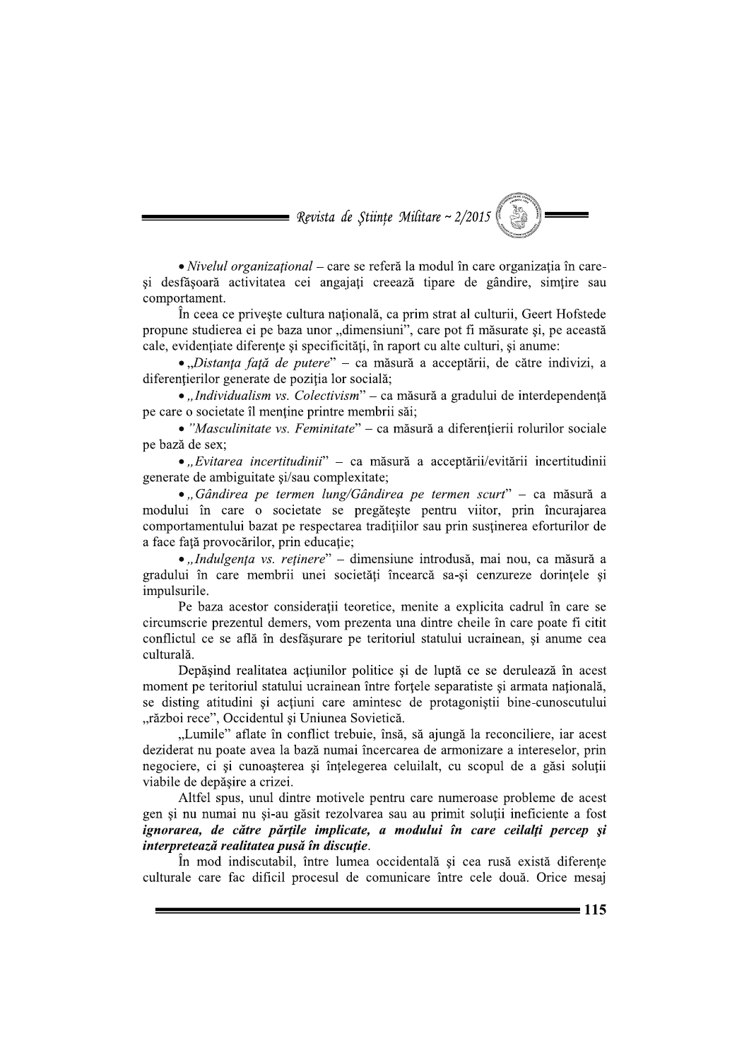• *Nivelul organizațional* – care se referă la modul în care organizația în care-și desfășoară activitatea cei angajați creează tipare de gândire, simțire sau comportament.

În ceea ce privește cultura națională, ca prim strat al culturii, Geert Hofstede propune studierea ei pe baza unor „dimensiuni", care pot fi măsurate și, pe această cale, evidențiate diferențe și specificități, în raport cu alte culturi, și anume:

• „*Distanța față de putere*" – ca măsură a acceptării, de către indivizi, a diferențierilor generate de poziția lor socială;

• „*Individualism vs. Colectivism*" – ca măsură a gradului de interdependență pe care o societate îl menține printre membrii săi;

• "*Masculinitate vs. Feminitate*" – ca măsură a diferențierii rolurilor sociale pe bază de sex;

• „*Evitarea incertitudinii*" – ca măsură a acceptării/evitării incertitudinii generate de ambiguitate și/sau complexitate;

• „*Gândirea pe termen lung/Gândirea pe termen scurt*" – ca măsură a modului în care o societate se pregătește pentru viitor, prin încurajarea comportamentului bazat pe respectarea tradițiilor sau prin susținerea eforturilor de a face față provocărilor, prin educație;

• „*Indulgența vs. reținere*" – dimensiune introdusă, mai nou, ca măsură a gradului în care membrii unei societăți încearcă sa-și cenzureze dorințele și impulsurile.

Pe baza acestor considerații teoretice, menite a explicita cadrul în care se circumscrie prezentul demers, vom prezenta una dintre cheile în care poate fi citit conflictul ce se află în desfășurare pe teritoriul statului ucrainean, și anume cea culturală.

Depășind realitatea acțiunilor politice și de luptă ce se derulează în acest moment pe teritoriul statului ucrainean între forțele separatiste și armata națională, se disting atitudini și acțiuni care amintesc de protagoniștii bine-cunoscutului „război rece", Occidentul și Uniunea Sovietică.

„Lumile" aflate în conflict trebuie, însă, să ajungă la reconciliere, iar acest deziderat nu poate avea la bază numai încercarea de armonizare a intereselor, prin negociere, ci și cunoașterea și înțelegerea celuilalt, cu scopul de a găsi soluții viabile de depășire a crizei.

Altfel spus, unul dintre motivele pentru care numeroase probleme de acest gen și nu numai nu și-au găsit rezolvarea sau au primit soluții ineficiente a fost ***ignorarea, de către părțile implicate, a modului în care ceilalți percep și interpretează realitatea pusă în discuție***.

În mod indiscutabil, între lumea occidentală și cea rusă există diferențe culturale care fac dificil procesul de comunicare între cele două. Orice mesaj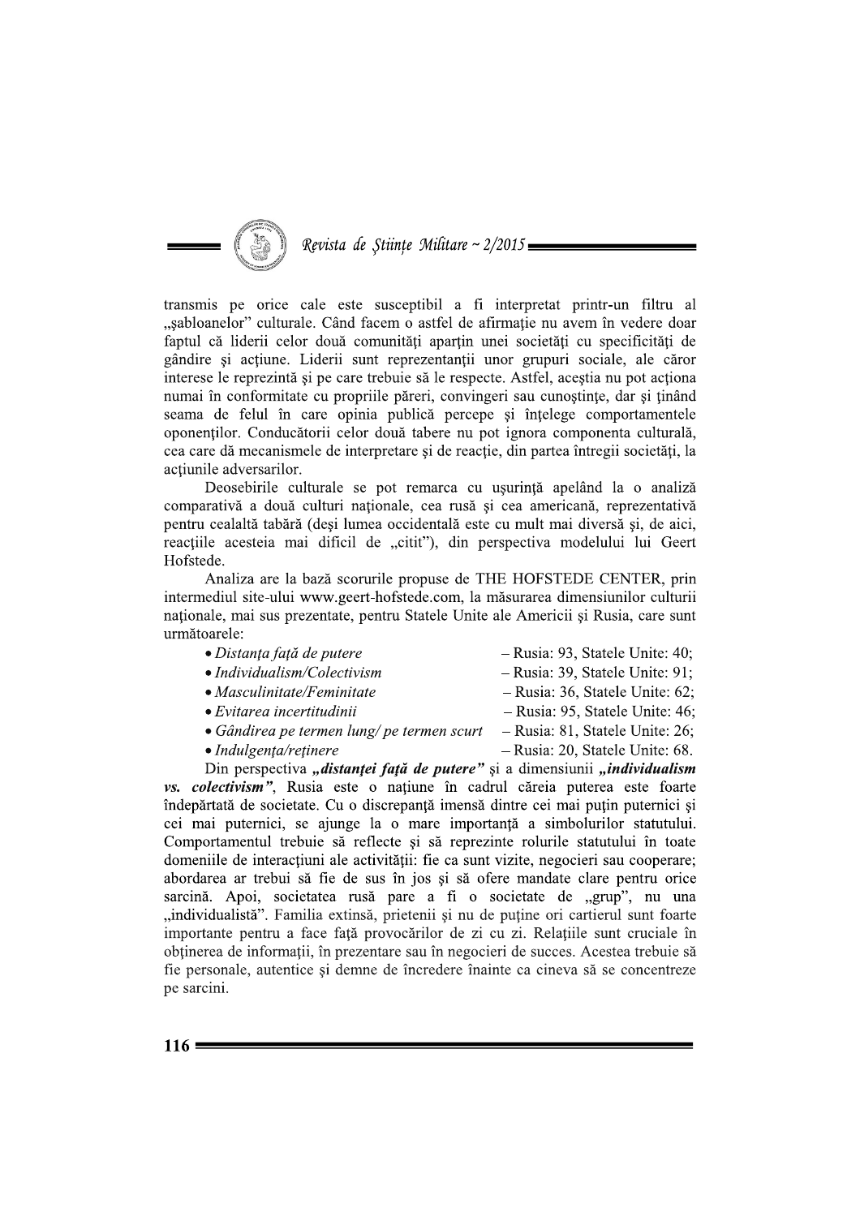transmis pe orice cale este susceptibil a fi interpretat printr-un filtru al „şabloanelor" culturale. Când facem o astfel de afirmaţie nu avem în vedere doar faptul că liderii celor două comunităţi aparţin unei societăţi cu specificităţi de gândire şi acţiune. Liderii sunt reprezentanţii unor grupuri sociale, ale căror interese le reprezintă şi pe care trebuie să le respecte. Astfel, aceştia nu pot acţiona numai în conformitate cu propriile păreri, convingeri sau cunoştinţe, dar şi ţinând seama de felul în care opinia publică percepe şi înţelege comportamentele oponenţilor. Conducătorii celor două tabere nu pot ignora componenta culturală, cea care dă mecanismele de interpretare şi de reacţie, din partea întregii societăţi, la acţiunile adversarilor.

Deosebirile culturale se pot remarca cu uşurinţă apelând la o analiză comparativă a două culturi naţionale, cea rusă şi cea americană, reprezentativă pentru cealaltă tabără (deşi lumea occidentală este cu mult mai diversă şi, de aici, reacţiile acesteia mai dificil de „citit"), din perspectiva modelului lui Geert Hofstede.

Analiza are la bază scorurile propuse de THE HOFSTEDE CENTER, prin intermediul site-ului www.geert-hofstede.com, la măsurarea dimensiunilor culturii naţionale, mai sus prezentate, pentru Statele Unite ale Americii şi Rusia, care sunt următoarele:

- *Distanţa faţă de putere* – Rusia: 93, Statele Unite: 40;
- *Individualism/Colectivism* – Rusia: 39, Statele Unite: 91;
- *Masculinitate/Feminitate* – Rusia: 36, Statele Unite: 62;
- *Evitarea incertitudinii* – Rusia: 95, Statele Unite: 46;
- *Gândirea pe termen lung/ pe termen scurt* – Rusia: 81, Statele Unite: 26;
- *Indulgenţa/reţinere* – Rusia: 20, Statele Unite: 68.

Din perspectiva ***„distanţei faţă de putere"*** şi a dimensiunii ***„individualism vs. colectivism"***, Rusia este o naţiune în cadrul căreia puterea este foarte îndepărtată de societate. Cu o discrepanţă imensă dintre cei mai puţin puternici şi cei mai puternici, se ajunge la o mare importanţă a simbolurilor statutului. Comportamentul trebuie să reflecte şi să reprezinte rolurile statutului în toate domeniile de interacţiuni ale activităţii: fie ca sunt vizite, negocieri sau cooperare; abordarea ar trebui să fie de sus în jos şi să ofere mandate clare pentru orice sarcină. Apoi, societatea rusă pare a fi o societate de „grup", nu una „individualistă". Familia extinsă, prietenii şi nu de puţine ori cartierul sunt foarte importante pentru a face faţă provocărilor de zi cu zi. Relaţiile sunt cruciale în obţinerea de informaţii, în prezentare sau în negocieri de succes. Acestea trebuie să fie personale, autentice şi demne de încredere înainte ca cineva să se concentreze pe sarcini.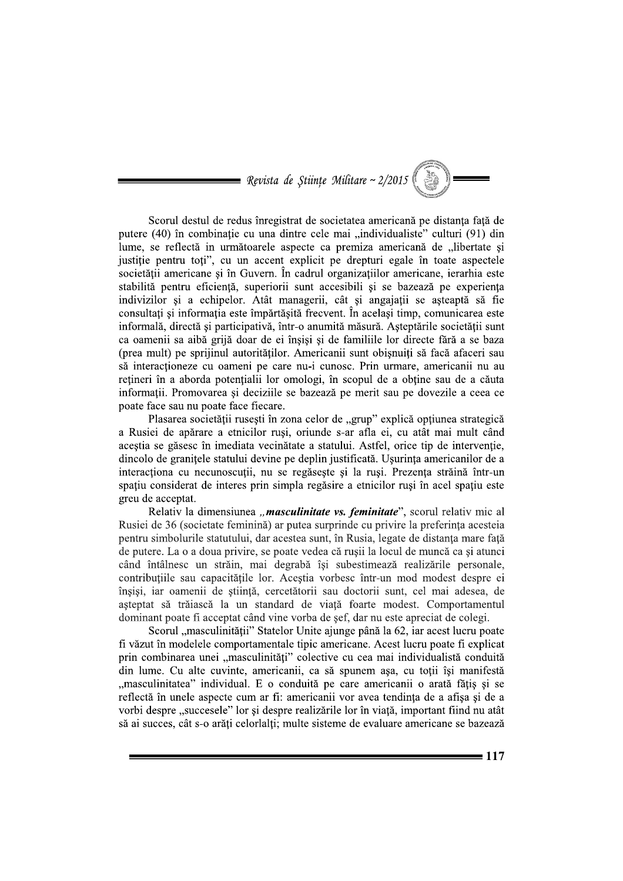Scorul destul de redus înregistrat de societatea americană pe distanța față de putere (40) în combinație cu una dintre cele mai „individualiste" culturi (91) din lume, se reflectă in următoarele aspecte ca premiza americană de „libertate și justiție pentru toți", cu un accent explicit pe drepturi egale în toate aspectele societății americane și în Guvern. În cadrul organizațiilor americane, ierarhia este stabilită pentru eficiență, superiorii sunt accesibili și se bazează pe experiența indivizilor și a echipelor. Atât managerii, cât și angajații se așteaptă să fie consultați și informația este împărtășită frecvent. În același timp, comunicarea este informală, directă și participativă, într-o anumită măsură. Așteptările societății sunt ca oamenii sa aibă grijă doar de ei înșiși și de familiile lor directe fără a se baza (prea mult) pe sprijinul autorităților. Americanii sunt obișnuiți să facă afaceri sau să interacționeze cu oameni pe care nu-i cunosc. Prin urmare, americanii nu au rețineri în a aborda potențialii lor omologi, în scopul de a obține sau de a căuta informații. Promovarea și deciziile se bazează pe merit sau pe dovezile a ceea ce poate face sau nu poate face fiecare.

Plasarea societății rusești în zona celor de „grup" explică opțiunea strategică a Rusiei de apărare a etnicilor ruși, oriunde s-ar afla ei, cu atât mai mult când aceștia se găsesc în imediata vecinătate a statului. Astfel, orice tip de intervenție, dincolo de granițele statului devine pe deplin justificată. Ușurința americanilor de a interacționa cu necunoscuții, nu se regăsește și la ruși. Prezența străină într-un spațiu considerat de interes prin simpla regăsire a etnicilor ruși în acel spațiu este greu de acceptat.

Relativ la dimensiunea „***masculinitate vs. feminitate***", scorul relativ mic al Rusiei de 36 (societate feminină) ar putea surprinde cu privire la preferința acesteia pentru simbolurile statutului, dar acestea sunt, în Rusia, legate de distanța mare față de putere. La o a doua privire, se poate vedea că rușii la locul de muncă ca și atunci când întâlnesc un străin, mai degrabă își subestimează realizările personale, contribuțiile sau capacitățile lor. Aceștia vorbesc într-un mod modest despre ei înșiși, iar oamenii de știință, cercetătorii sau doctorii sunt, cel mai adesea, de așteptat să trăiască la un standard de viață foarte modest. Comportamentul dominant poate fi acceptat când vine vorba de șef, dar nu este apreciat de colegi.

Scorul „masculinității" Statelor Unite ajunge până la 62, iar acest lucru poate fi văzut în modelele comportamentale tipic americane. Acest lucru poate fi explicat prin combinarea unei „masculinități" colective cu cea mai individualistă conduită din lume. Cu alte cuvinte, americanii, ca să spunem așa, cu toții își manifestă „masculinitatea" individual. E o conduită pe care americanii o arată fățiș și se reflectă în unele aspecte cum ar fi: americanii vor avea tendința de a afișa și de a vorbi despre „succesele" lor și despre realizările lor în viață, important fiind nu atât să ai succes, cât s-o arăți celorlalți; multe sisteme de evaluare americane se bazează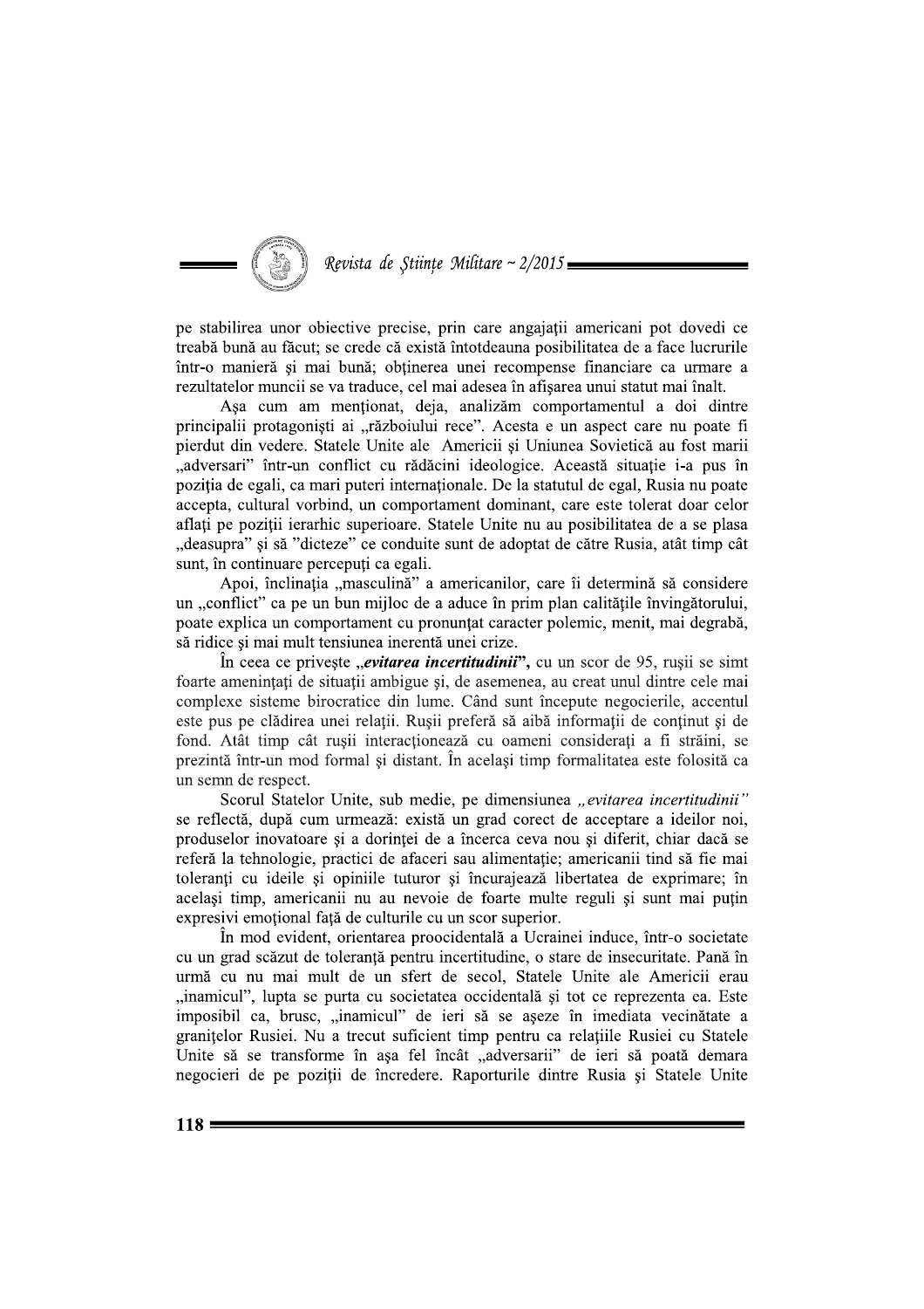pe stabilirea unor obiective precise, prin care angajații americani pot dovedi ce treabă bună au făcut; se crede că există întotdeauna posibilitatea de a face lucrurile într-o manieră și mai bună; obținerea unei recompense financiare ca urmare a rezultatelor muncii se va traduce, cel mai adesea în afișarea unui statut mai înalt.

Așa cum am menționat, deja, analizăm comportamentul a doi dintre principalii protagoniști ai „războiului rece". Acesta e un aspect care nu poate fi pierdut din vedere. Statele Unite ale Americii și Uniunea Sovietică au fost marii „adversari" într-un conflict cu rădăcini ideologice. Această situație i-a pus în poziția de egali, ca mari puteri internaționale. De la statutul de egal, Rusia nu poate accepta, cultural vorbind, un comportament dominant, care este tolerat doar celor aflați pe poziții ierarhic superioare. Statele Unite nu au posibilitatea de a se plasa „deasupra" și să "dicteze" ce conduite sunt de adoptat de către Rusia, atât timp cât sunt, în continuare percepuți ca egali.

Apoi, înclinația „masculină" a americanilor, care îi determină să considere un „conflict" ca pe un bun mijloc de a aduce în prim plan calitățile învingătorului, poate explica un comportament cu pronunțat caracter polemic, menit, mai degrabă, să ridice și mai mult tensiunea inerentă unei crize.

În ceea ce privește ***„evitarea incertitudinii"***, cu un scor de 95, rușii se simt foarte amenințați de situații ambigue și, de asemenea, au creat unul dintre cele mai complexe sisteme birocratice din lume. Când sunt începute negocierile, accentul este pus pe clădirea unei relații. Rușii preferă să aibă informații de conținut și de fond. Atât timp cât rușii interacționează cu oameni considerați a fi străini, se prezintă într-un mod formal și distant. În același timp formalitatea este folosită ca un semn de respect.

Scorul Statelor Unite, sub medie, pe dimensiunea *„evitarea incertitudinii"* se reflectă, după cum urmează: există un grad corect de acceptare a ideilor noi, produselor inovatoare și a dorinței de a încerca ceva nou și diferit, chiar dacă se referă la tehnologie, practici de afaceri sau alimentație; americanii tind să fie mai toleranți cu ideile și opiniile tuturor și încurajează libertatea de exprimare; în același timp, americanii nu au nevoie de foarte multe reguli și sunt mai puțin expresivi emoțional față de culturile cu un scor superior.

În mod evident, orientarea proocidentală a Ucrainei induce, într-o societate cu un grad scăzut de toleranță pentru incertitudine, o stare de insecuritate. Până în urmă cu nu mai mult de un sfert de secol, Statele Unite ale Americii erau „inamicul", lupta se purta cu societatea occidentală și tot ce reprezenta ea. Este imposibil ca, brusc, „inamicul" de ieri să se așeze în imediata vecinătate a granițelor Rusiei. Nu a trecut suficient timp pentru ca relațiile Rusiei cu Statele Unite să se transforme în așa fel încât „adversarii" de ieri să poată demara negocieri de pe poziții de încredere. Raporturile dintre Rusia și Statele Unite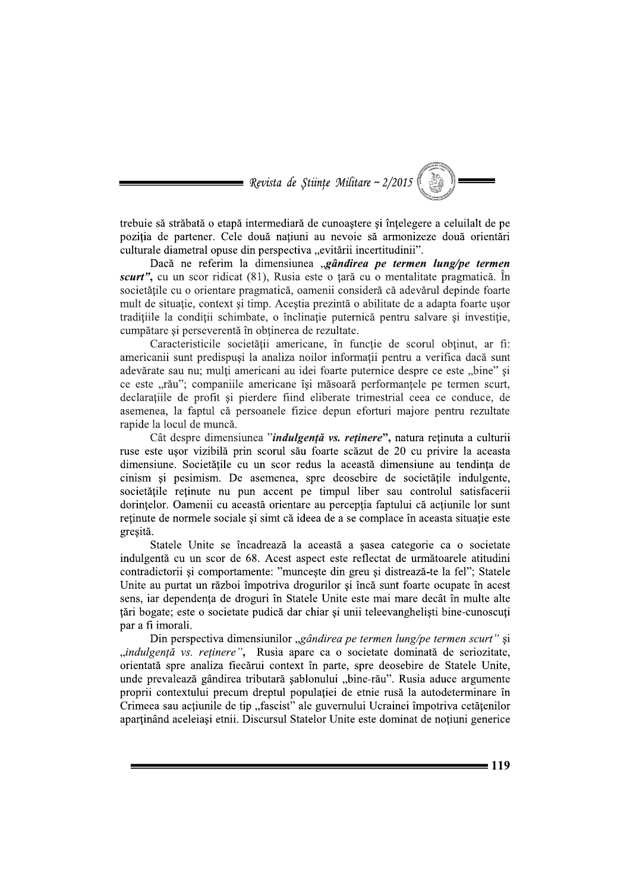trebuie să străbată o etapă intermediară de cunoaştere şi înţelegere a celuilalt de pe poziţia de partener. Cele două naţiuni au nevoie să armonizeze două orientări culturale diametral opuse din perspectiva „evitării incertitudinii".

Dacă ne referim la dimensiunea „***gândirea pe termen lung/pe termen scurt"***, cu un scor ridicat (81), Rusia este o ţară cu o mentalitate pragmatică. În societăţile cu o orientare pragmatică, oamenii consideră că adevărul depinde foarte mult de situaţie, context şi timp. Aceştia prezintă o abilitate de a adapta foarte uşor tradiţiile la condiţii schimbate, o înclinaţie puternică pentru salvare şi investiţie, cumpătare şi perseverenţă în obţinerea de rezultate.

Caracteristicile societăţii americane, în funcţie de scorul obţinut, ar fi: americanii sunt predispuşi la analiza noilor informaţii pentru a verifica dacă sunt adevărate sau nu; mulţi americani au idei foarte puternice despre ce este „bine" şi ce este „rău"; companiile americane îşi măsoară performanţele pe termen scurt, declaraţiile de profit şi pierdere fiind eliberate trimestrial ceea ce conduce, de asemenea, la faptul că persoanele fizice depun eforturi majore pentru rezultate rapide la locul de muncă.

Cât despre dimensiunea "***indulgenţă vs. reţinere***", natura reţinuta a culturii ruse este uşor vizibilă prin scorul său foarte scăzut de 20 cu privire la aceasta dimensiune. Societăţile cu un scor redus la această dimensiune au tendinţa de cinism şi pesimism. De asemenea, spre deosebire de societăţile indulgente, societăţile reţinute nu pun accent pe timpul liber sau controlul satisfacerii dorinţelor. Oamenii cu această orientare au percepţia faptului că acţiunile lor sunt reţinute de normele sociale şi simt că ideea de a se complace în aceasta situaţie este greşită.

Statele Unite se încadrează la această a şasea categorie ca o societate indulgentă cu un scor de 68. Acest aspect este reflectat de următoarele atitudini contradictorii şi comportamente: "munceşte din greu şi distrează-te la fel"; Statele Unite au purtat un război împotriva drogurilor şi încă sunt foarte ocupate în acest sens, iar dependenţa de droguri în Statele Unite este mai mare decât în multe alte ţări bogate; este o societate pudică dar chiar şi unii teleevanghelişti bine-cunoscuţi par a fi imorali.

Din perspectiva dimensiunilor „*gândirea pe termen lung/pe termen scurt"* şi „*indulgenţă vs. reţinere"*, Rusia apare ca o societate dominată de seriozitate, orientată spre analiza fiecărui context în parte, spre deosebire de Statele Unite, unde prevalează gândirea tributară şablonului „bine-rău". Rusia aduce argumente proprii contextului precum dreptul populaţiei de etnie rusă la autodeterminare în Crimeea sau acţiunile de tip „fascist" ale guvernului Ucrainei împotriva cetăţenilor aparţinând aceleiaşi etnii. Discursul Statelor Unite este dominat de noţiuni generice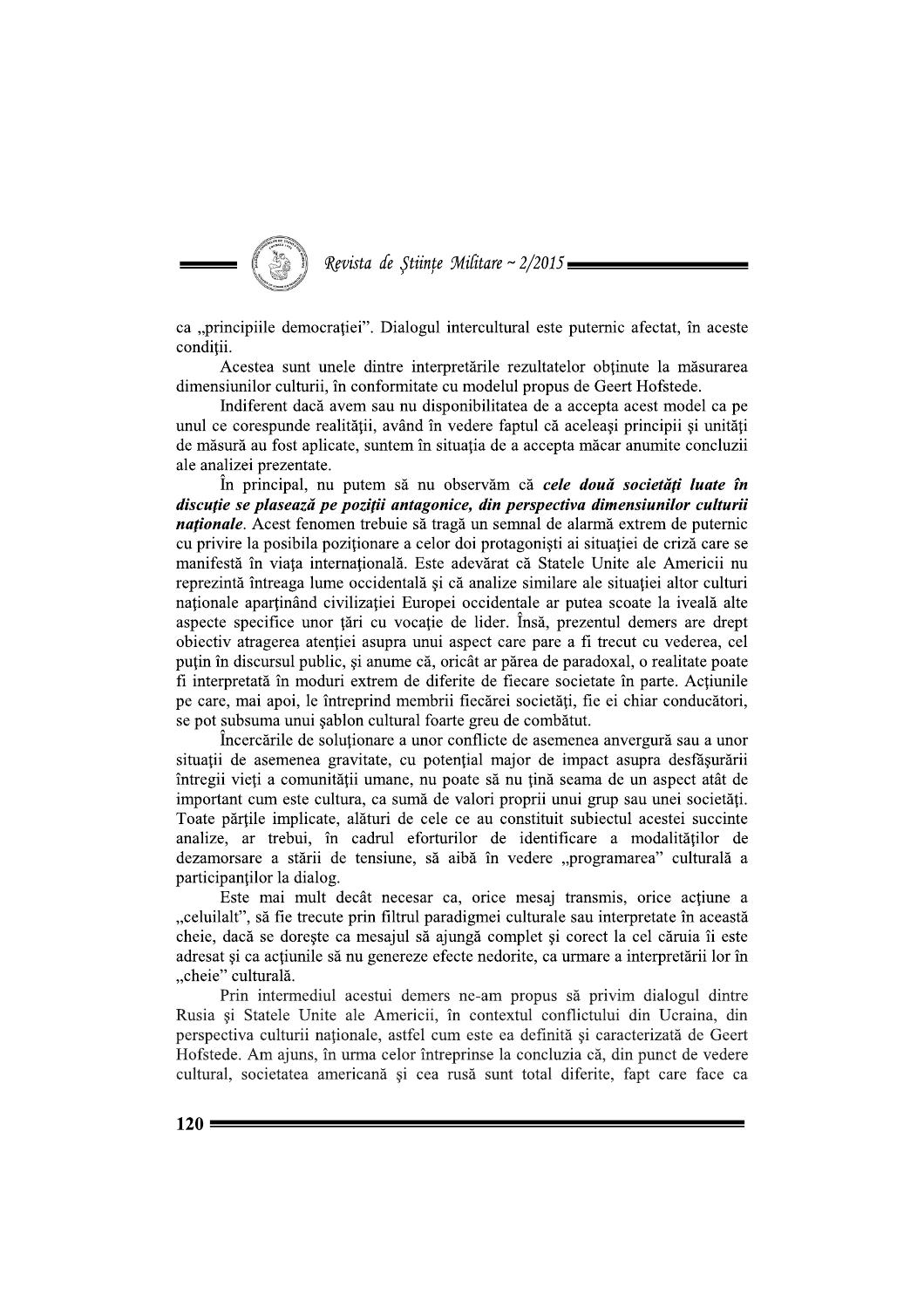ca „principiile democrației". Dialogul intercultural este puternic afectat, în aceste condiții.

Acestea sunt unele dintre interpretările rezultatelor obținute la măsurarea dimensiunilor culturii, în conformitate cu modelul propus de Geert Hofstede.

Indiferent dacă avem sau nu disponibilitatea de a accepta acest model ca pe unul ce corespunde realității, având în vedere faptul că aceleași principii și unități de măsură au fost aplicate, suntem în situația de a accepta măcar anumite concluzii ale analizei prezentate.

În principal, nu putem să nu observăm că ***cele două societăți luate în discuție se plasează pe poziții antagonice, din perspectiva dimensiunilor culturii naționale***. Acest fenomen trebuie să tragă un semnal de alarmă extrem de puternic cu privire la posibila poziționare a celor doi protagoniști ai situației de criză care se manifestă în viața internațională. Este adevărat că Statele Unite ale Americii nu reprezintă întreaga lume occidentală și că analize similare ale situației altor culturi naționale aparținând civilizației Europei occidentale ar putea scoate la iveală alte aspecte specifice unor țări cu vocație de lider. Însă, prezentul demers are drept obiectiv atragerea atenției asupra unui aspect care pare a fi trecut cu vederea, cel puțin în discursul public, și anume că, oricât ar părea de paradoxal, o realitate poate fi interpretată în moduri extrem de diferite de fiecare societate în parte. Acțiunile pe care, mai apoi, le întreprind membrii fiecărei societăți, fie ei chiar conducători, se pot subsuma unui șablon cultural foarte greu de combătut.

Încercările de soluționare a unor conflicte de asemenea anvergură sau a unor situații de asemenea gravitate, cu potențial major de impact asupra desfășurării întregii vieți a comunității umane, nu poate să nu țină seama de un aspect atât de important cum este cultura, ca sumă de valori proprii unui grup sau unei societăți. Toate părțile implicate, alături de cele ce au constituit subiectul acestei succinte analize, ar trebui, în cadrul eforturilor de identificare a modalităților de dezamorsare a stării de tensiune, să aibă în vedere „programarea" culturală a participanților la dialog.

Este mai mult decât necesar ca, orice mesaj transmis, orice acțiune a „celuilalt", să fie trecute prin filtrul paradigmei culturale sau interpretate în această cheie, dacă se dorește ca mesajul să ajungă complet și corect la cel căruia îi este adresat și ca acțiunile să nu genereze efecte nedorite, ca urmare a interpretării lor în „cheie" culturală.

Prin intermediul acestui demers ne-am propus să privim dialogul dintre Rusia și Statele Unite ale Americii, în contextul conflictului din Ucraina, din perspectiva culturii naționale, astfel cum este ea definită și caracterizată de Geert Hofstede. Am ajuns, în urma celor întreprinse la concluzia că, din punct de vedere cultural, societatea americană și cea rusă sunt total diferite, fapt care face ca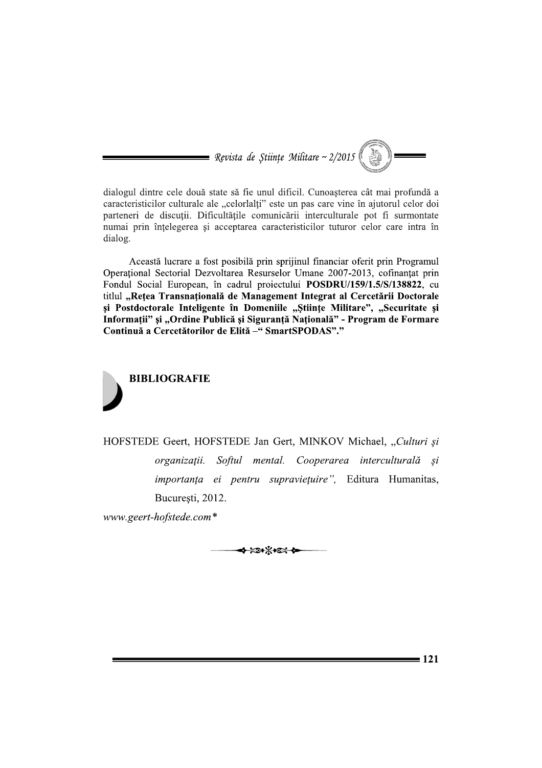dialogul dintre cele două state să fie unul dificil. Cunoaşterea cât mai profundă a caracteristicilor culturale ale „celorlalţi" este un pas care vine în ajutorul celor doi parteneri de discuţii. Dificultăţile comunicării interculturale pot fi surmontate numai prin înţelegerea şi acceptarea caracteristicilor tuturor celor care intra în dialog.

Această lucrare a fost posibilă prin sprijinul financiar oferit prin Programul Operaţional Sectorial Dezvoltarea Resurselor Umane 2007-2013, cofinanţat prin Fondul Social European, în cadrul proiectului **POSDRU/159/1.5/S/138822**, cu titlul **„Reţea Transnaţională de Management Integrat al Cercetării Doctorale şi Postdoctorale Inteligente în Domeniile „Ştiinţe Militare", „Securitate şi Informaţii" şi „Ordine Publică şi Siguranţă Naţională" - Program de Formare Continuă a Cercetătorilor de Elită –" SmartSPODAS"."**

## BIBLIOGRAFIE

HOFSTEDE Geert, HOFSTEDE Jan Gert, MINKOV Michael, „*Culturi şi organizaţii. Softul mental. Cooperarea interculturală şi importanţa ei pentru supravieţuire",* Editura Humanitas, Bucureşti, 2012.

*www.geert-hofstede.com\**